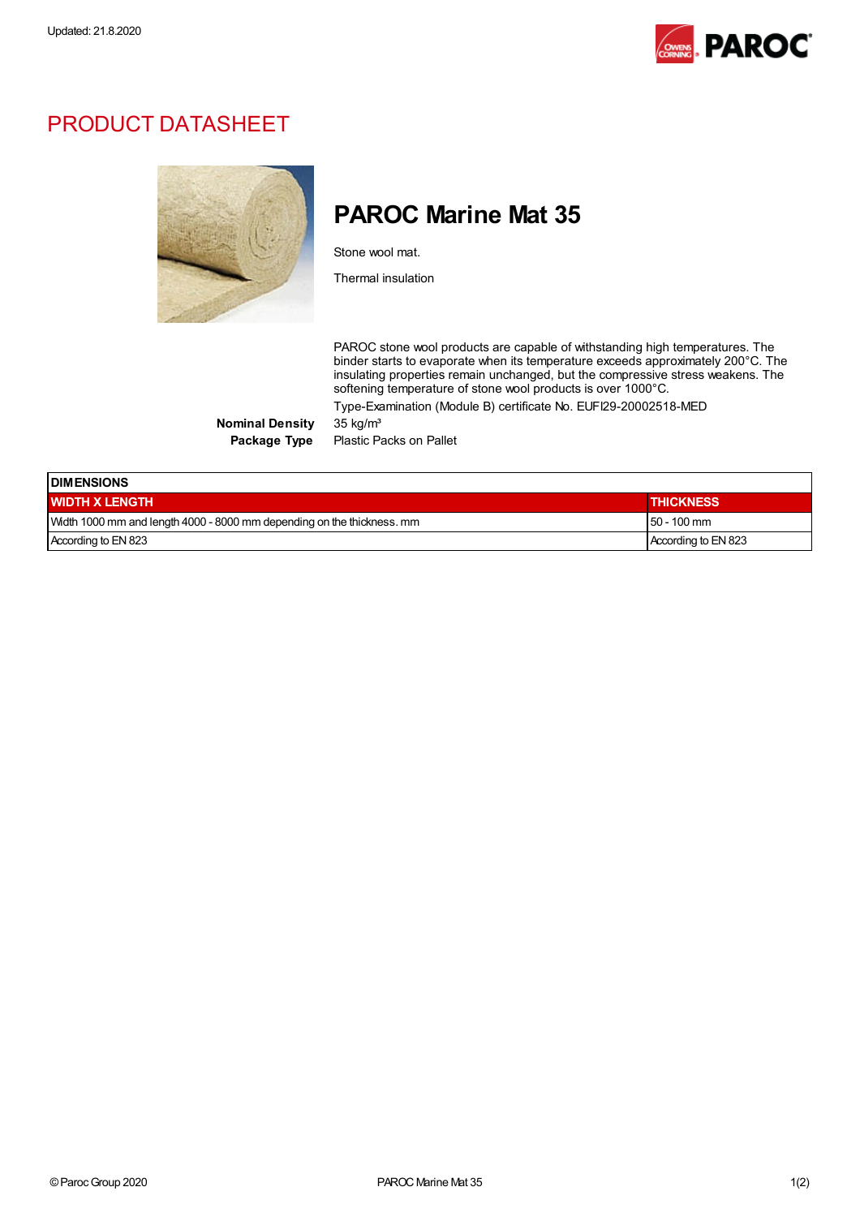Updated: 21.8.2020

# PRODUCT DATASHEET

## PAROC Marine Mat 35

Stone wool mat.

Thermal insulation

PAROC stone wool products are capable of withstanding high temperatures. The binder starts to evaporate when its temperature exceeds approximately 200°C. The insulating properties remain unchanged, but the compressive stress weakens. The softening temperature of stone wool products is over 1000°C.

Type-Examination (Module B) certificate No. EUFI29-20002518-MED

**Nominal Density** 35 kg/m³

**Package Type** Plastic Packs on Pallet

| DIMENSIONS | |
|---|---|
| **WIDTH X LENGTH** | **THICKNESS** |
| Width 1000 mm and length 4000 - 8000 mm depending on the thickness. mm | 50 - 100 mm |
| According to EN 823 | According to EN 823 |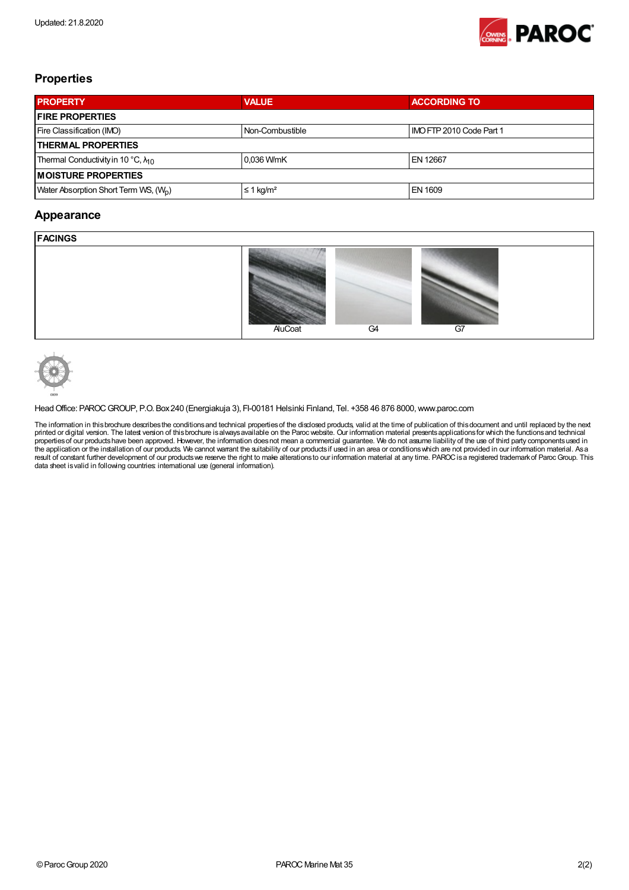Updated: 21.8.2020

## Properties

| PROPERTY | VALUE | ACCORDING TO |
|---|---|---|
| **FIRE PROPERTIES** | | |
| Fire Classification (IMO) | Non-Combustible | IMO FTP 2010 Code Part 1 |
| **THERMAL PROPERTIES** | | |
| Thermal Conductivity in 10 °C, $\lambda_{10}$ | 0,036 W/mK | EN 12667 |
| **MOISTURE PROPERTIES** | | |
| Water Absorption Short Term WS, ($W_p$) | ≤ 1 kg/m² | EN 1609 |

## Appearance

| FACINGS | | | |
|---|---|---|---|
| | AluCoat | G4 | G7 |

Head Office: PAROC GROUP, P.O. Box 240 (Energiakuja 3), FI-00181 Helsinki Finland, Tel. +358 46 876 8000, www.paroc.com

The information in this brochure describes the conditions and technical properties of the disclosed products, valid at the time of publication of this document and until replaced by the next printed or digital version. The latest version of this brochure is always available on the Paroc website. Our information material presents applications for which the functions and technical properties of our products have been approved. However, the information does not mean a commercial guarantee. We do not assume liability of the use of third party components used in the application or the installation of our products. We cannot warrant the suitability of our products if used in an area or conditions which are not provided in our information material. As a result of constant further development of our products we reserve the right to make alterations to our information material at any time. PAROC is a registered trademark of Paroc Group. This data sheet is valid in following countries: international use (general information).

© Paroc Group 2020

PAROC Marine Mat 35